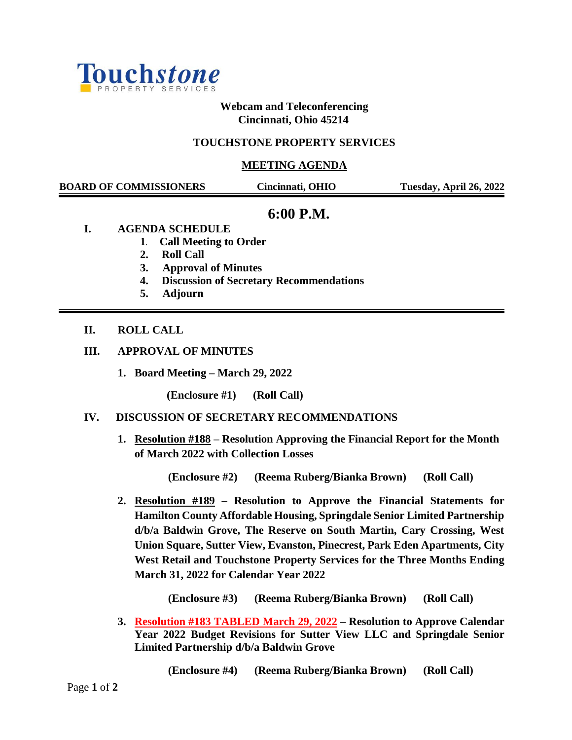Touchstone PROPERTY SERVICES

**Webcam and Teleconferencing**
**Cincinnati, Ohio 45214**

**TOUCHSTONE PROPERTY SERVICES**

**MEETING AGENDA**

**BOARD OF COMMISSIONERS** | **Cincinnati, OHIO** | **Tuesday, April 26, 2022**

## 6:00 P.M.

**I. AGENDA SCHEDULE**

1. **Call Meeting to Order**
2. **Roll Call**
3. **Approval of Minutes**
4. **Discussion of Secretary Recommendations**
5. **Adjourn**

**II. ROLL CALL**

**III. APPROVAL OF MINUTES**

1. **Board Meeting – March 29, 2022**

   **(Enclosure #1) (Roll Call)**

**IV. DISCUSSION OF SECRETARY RECOMMENDATIONS**

1. **Resolution #188 – Resolution Approving the Financial Report for the Month of March 2022 with Collection Losses**

   **(Enclosure #2) (Reema Ruberg/Bianka Brown) (Roll Call)**

2. **Resolution #189 – Resolution to Approve the Financial Statements for Hamilton County Affordable Housing, Springdale Senior Limited Partnership d/b/a Baldwin Grove, The Reserve on South Martin, Cary Crossing, West Union Square, Sutter View, Evanston, Pinecrest, Park Eden Apartments, City West Retail and Touchstone Property Services for the Three Months Ending March 31, 2022 for Calendar Year 2022**

   **(Enclosure #3) (Reema Ruberg/Bianka Brown) (Roll Call)**

3. **Resolution #183 TABLED March 29, 2022 – Resolution to Approve Calendar Year 2022 Budget Revisions for Sutter View LLC and Springdale Senior Limited Partnership d/b/a Baldwin Grove**

   **(Enclosure #4) (Reema Ruberg/Bianka Brown) (Roll Call)**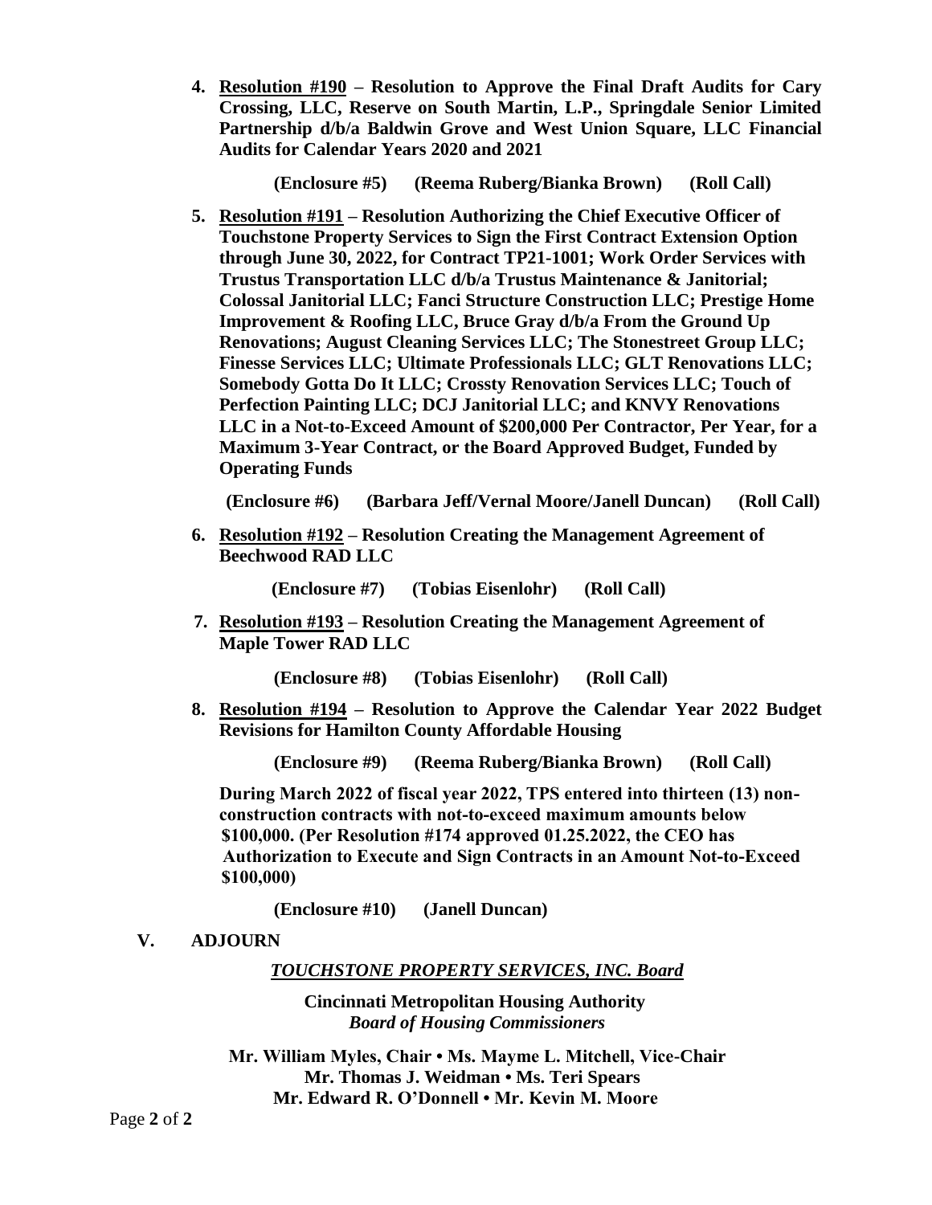4. **Resolution #190 – Resolution to Approve the Final Draft Audits for Cary Crossing, LLC, Reserve on South Martin, L.P., Springdale Senior Limited Partnership d/b/a Baldwin Grove and West Union Square, LLC Financial Audits for Calendar Years 2020 and 2021**

   **(Enclosure #5) (Reema Ruberg/Bianka Brown) (Roll Call)**

5. **Resolution #191 – Resolution Authorizing the Chief Executive Officer of Touchstone Property Services to Sign the First Contract Extension Option through June 30, 2022, for Contract TP21-1001; Work Order Services with Trustus Transportation LLC d/b/a Trustus Maintenance & Janitorial; Colossal Janitorial LLC; Fanci Structure Construction LLC; Prestige Home Improvement & Roofing LLC, Bruce Gray d/b/a From the Ground Up Renovations; August Cleaning Services LLC; The Stonestreet Group LLC; Finesse Services LLC; Ultimate Professionals LLC; GLT Renovations LLC; Somebody Gotta Do It LLC; Crossty Renovation Services LLC; Touch of Perfection Painting LLC; DCJ Janitorial LLC; and KNVY Renovations LLC in a Not-to-Exceed Amount of $200,000 Per Contractor, Per Year, for a Maximum 3-Year Contract, or the Board Approved Budget, Funded by Operating Funds**

   **(Enclosure #6) (Barbara Jeff/Vernal Moore/Janell Duncan) (Roll Call)**

6. **Resolution #192 – Resolution Creating the Management Agreement of Beechwood RAD LLC**

   **(Enclosure #7) (Tobias Eisenlohr) (Roll Call)**

7. **Resolution #193 – Resolution Creating the Management Agreement of Maple Tower RAD LLC**

   **(Enclosure #8) (Tobias Eisenlohr) (Roll Call)**

8. **Resolution #194 – Resolution to Approve the Calendar Year 2022 Budget Revisions for Hamilton County Affordable Housing**

   **(Enclosure #9) (Reema Ruberg/Bianka Brown) (Roll Call)**

**During March 2022 of fiscal year 2022, TPS entered into thirteen (13) non-construction contracts with not-to-exceed maximum amounts below $100,000. (Per Resolution #174 approved 01.25.2022, the CEO has Authorization to Execute and Sign Contracts in an Amount Not-to-Exceed $100,000)**

**(Enclosure #10) (Janell Duncan)**

## V. ADJOURN

***TOUCHSTONE PROPERTY SERVICES, INC. Board***

**Cincinnati Metropolitan Housing Authority**
***Board of Housing Commissioners***

**Mr. William Myles, Chair • Ms. Mayme L. Mitchell, Vice-Chair**
**Mr. Thomas J. Weidman • Ms. Teri Spears**
**Mr. Edward R. O'Donnell • Mr. Kevin M. Moore**